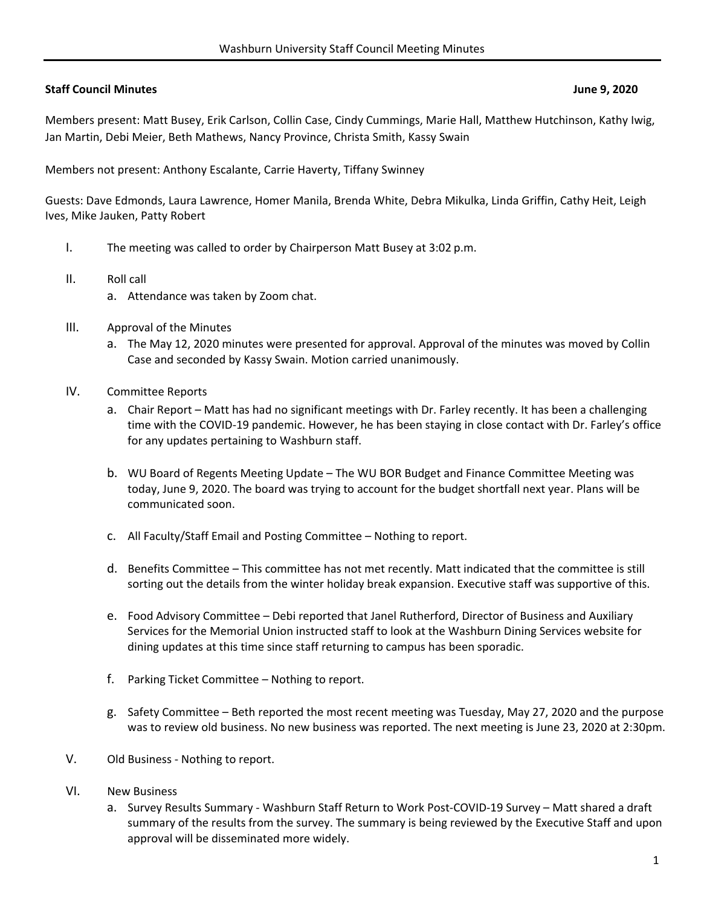**Staff Council Minutes** **June 9, 2020**

Members present: Matt Busey, Erik Carlson, Collin Case, Cindy Cummings, Marie Hall, Matthew Hutchinson, Kathy Iwig, Jan Martin, Debi Meier, Beth Mathews, Nancy Province, Christa Smith, Kassy Swain

Members not present: Anthony Escalante, Carrie Haverty, Tiffany Swinney

Guests: Dave Edmonds, Laura Lawrence, Homer Manila, Brenda White, Debra Mikulka, Linda Griffin, Cathy Heit, Leigh Ives, Mike Jauken, Patty Robert

I. The meeting was called to order by Chairperson Matt Busey at 3:02 p.m.

II. Roll call
   a. Attendance was taken by Zoom chat.

III. Approval of the Minutes
   a. The May 12, 2020 minutes were presented for approval. Approval of the minutes was moved by Collin Case and seconded by Kassy Swain. Motion carried unanimously.

IV. Committee Reports
   a. Chair Report – Matt has had no significant meetings with Dr. Farley recently. It has been a challenging time with the COVID-19 pandemic. However, he has been staying in close contact with Dr. Farley's office for any updates pertaining to Washburn staff.

   b. WU Board of Regents Meeting Update – The WU BOR Budget and Finance Committee Meeting was today, June 9, 2020. The board was trying to account for the budget shortfall next year. Plans will be communicated soon.

   c. All Faculty/Staff Email and Posting Committee – Nothing to report.

   d. Benefits Committee – This committee has not met recently. Matt indicated that the committee is still sorting out the details from the winter holiday break expansion. Executive staff was supportive of this.

   e. Food Advisory Committee – Debi reported that Janel Rutherford, Director of Business and Auxiliary Services for the Memorial Union instructed staff to look at the Washburn Dining Services website for dining updates at this time since staff returning to campus has been sporadic.

   f. Parking Ticket Committee – Nothing to report.

   g. Safety Committee – Beth reported the most recent meeting was Tuesday, May 27, 2020 and the purpose was to review old business. No new business was reported. The next meeting is June 23, 2020 at 2:30pm.

V. Old Business - Nothing to report.

VI. New Business
   a. Survey Results Summary - Washburn Staff Return to Work Post-COVID-19 Survey – Matt shared a draft summary of the results from the survey. The summary is being reviewed by the Executive Staff and upon approval will be disseminated more widely.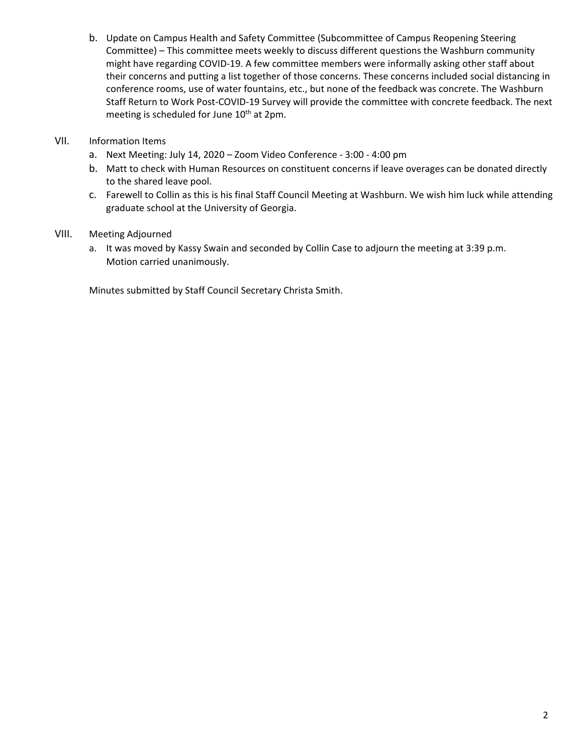b. Update on Campus Health and Safety Committee (Subcommittee of Campus Reopening Steering Committee) – This committee meets weekly to discuss different questions the Washburn community might have regarding COVID-19. A few committee members were informally asking other staff about their concerns and putting a list together of those concerns. These concerns included social distancing in conference rooms, use of water fountains, etc., but none of the feedback was concrete. The Washburn Staff Return to Work Post-COVID-19 Survey will provide the committee with concrete feedback. The next meeting is scheduled for June 10th at 2pm.

VII. Information Items

a. Next Meeting: July 14, 2020 – Zoom Video Conference - 3:00 - 4:00 pm

b. Matt to check with Human Resources on constituent concerns if leave overages can be donated directly to the shared leave pool.

c. Farewell to Collin as this is his final Staff Council Meeting at Washburn. We wish him luck while attending graduate school at the University of Georgia.

VIII. Meeting Adjourned

a. It was moved by Kassy Swain and seconded by Collin Case to adjourn the meeting at 3:39 p.m. Motion carried unanimously.

Minutes submitted by Staff Council Secretary Christa Smith.